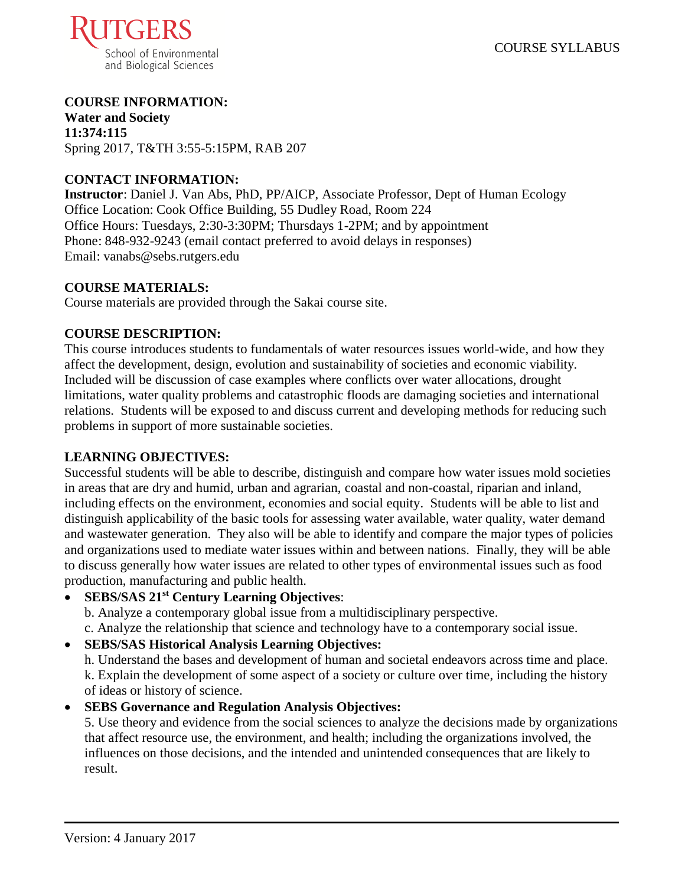RUTGERS
School of Environmental and Biological Sciences

COURSE SYLLABUS

**COURSE INFORMATION:**
**Water and Society**
**11:374:115**
Spring 2017, T&TH 3:55-5:15PM, RAB 207

**CONTACT INFORMATION:**
**Instructor**: Daniel J. Van Abs, PhD, PP/AICP, Associate Professor, Dept of Human Ecology
Office Location: Cook Office Building, 55 Dudley Road, Room 224
Office Hours: Tuesdays, 2:30-3:30PM; Thursdays 1-2PM; and by appointment
Phone: 848-932-9243 (email contact preferred to avoid delays in responses)
Email: vanabs@sebs.rutgers.edu

**COURSE MATERIALS:**
Course materials are provided through the Sakai course site.

**COURSE DESCRIPTION:**
This course introduces students to fundamentals of water resources issues world-wide, and how they affect the development, design, evolution and sustainability of societies and economic viability. Included will be discussion of case examples where conflicts over water allocations, drought limitations, water quality problems and catastrophic floods are damaging societies and international relations. Students will be exposed to and discuss current and developing methods for reducing such problems in support of more sustainable societies.

**LEARNING OBJECTIVES:**
Successful students will be able to describe, distinguish and compare how water issues mold societies in areas that are dry and humid, urban and agrarian, coastal and non-coastal, riparian and inland, including effects on the environment, economies and social equity. Students will be able to list and distinguish applicability of the basic tools for assessing water available, water quality, water demand and wastewater generation. They also will be able to identify and compare the major types of policies and organizations used to mediate water issues within and between nations. Finally, they will be able to discuss generally how water issues are related to other types of environmental issues such as food production, manufacturing and public health.

- **SEBS/SAS 21st Century Learning Objectives**:
  b. Analyze a contemporary global issue from a multidisciplinary perspective.
  c. Analyze the relationship that science and technology have to a contemporary social issue.
- **SEBS/SAS Historical Analysis Learning Objectives:**
  h. Understand the bases and development of human and societal endeavors across time and place.
  k. Explain the development of some aspect of a society or culture over time, including the history of ideas or history of science.
- **SEBS Governance and Regulation Analysis Objectives:**
  5. Use theory and evidence from the social sciences to analyze the decisions made by organizations that affect resource use, the environment, and health; including the organizations involved, the influences on those decisions, and the intended and unintended consequences that are likely to result.

Version: 4 January 2017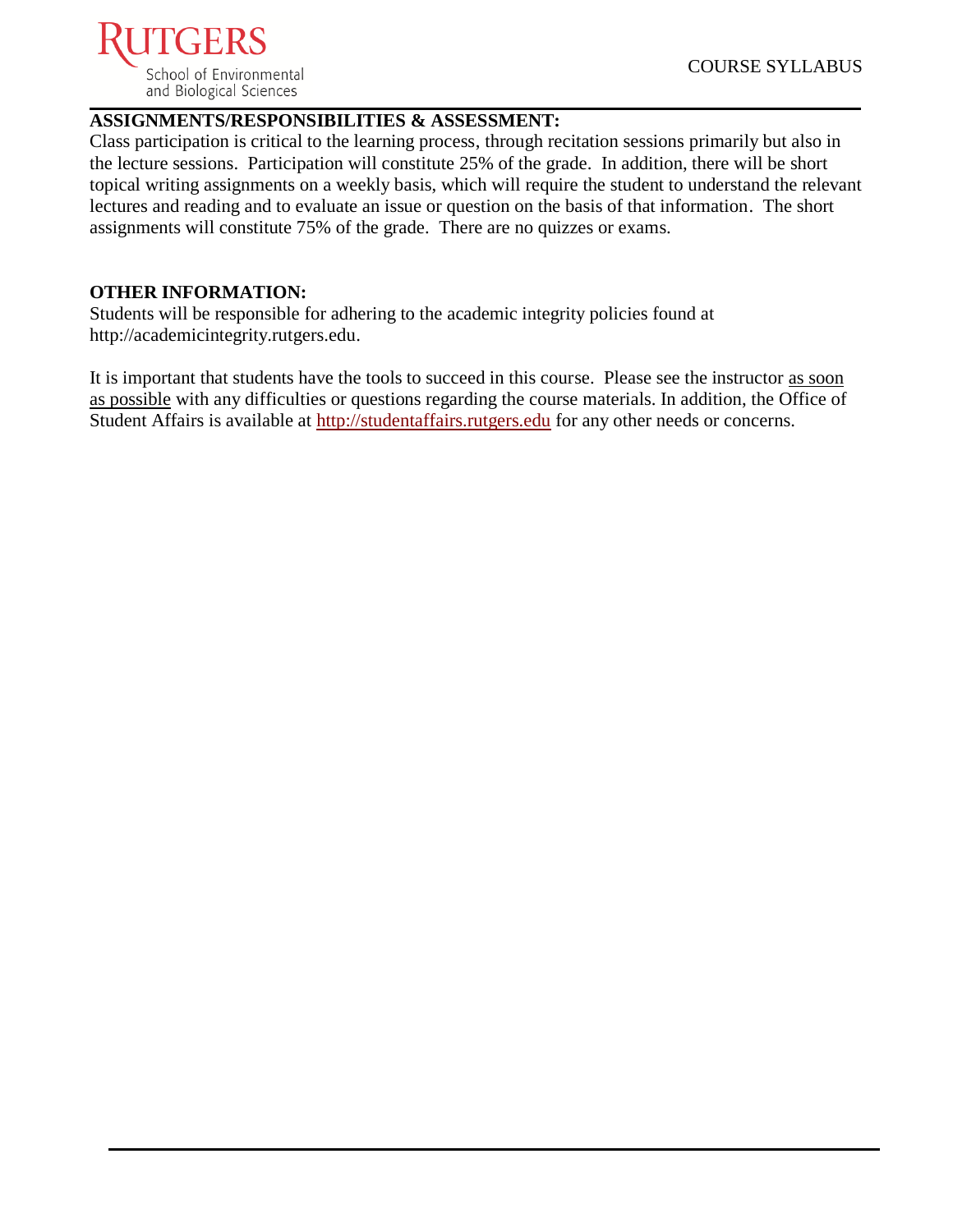## ASSIGNMENTS/RESPONSIBILITIES & ASSESSMENT:

Class participation is critical to the learning process, through recitation sessions primarily but also in the lecture sessions. Participation will constitute 25% of the grade. In addition, there will be short topical writing assignments on a weekly basis, which will require the student to understand the relevant lectures and reading and to evaluate an issue or question on the basis of that information. The short assignments will constitute 75% of the grade. There are no quizzes or exams.

## OTHER INFORMATION:

Students will be responsible for adhering to the academic integrity policies found at http://academicintegrity.rutgers.edu.

It is important that students have the tools to succeed in this course. Please see the instructor as soon as possible with any difficulties or questions regarding the course materials. In addition, the Office of Student Affairs is available at http://studentaffairs.rutgers.edu for any other needs or concerns.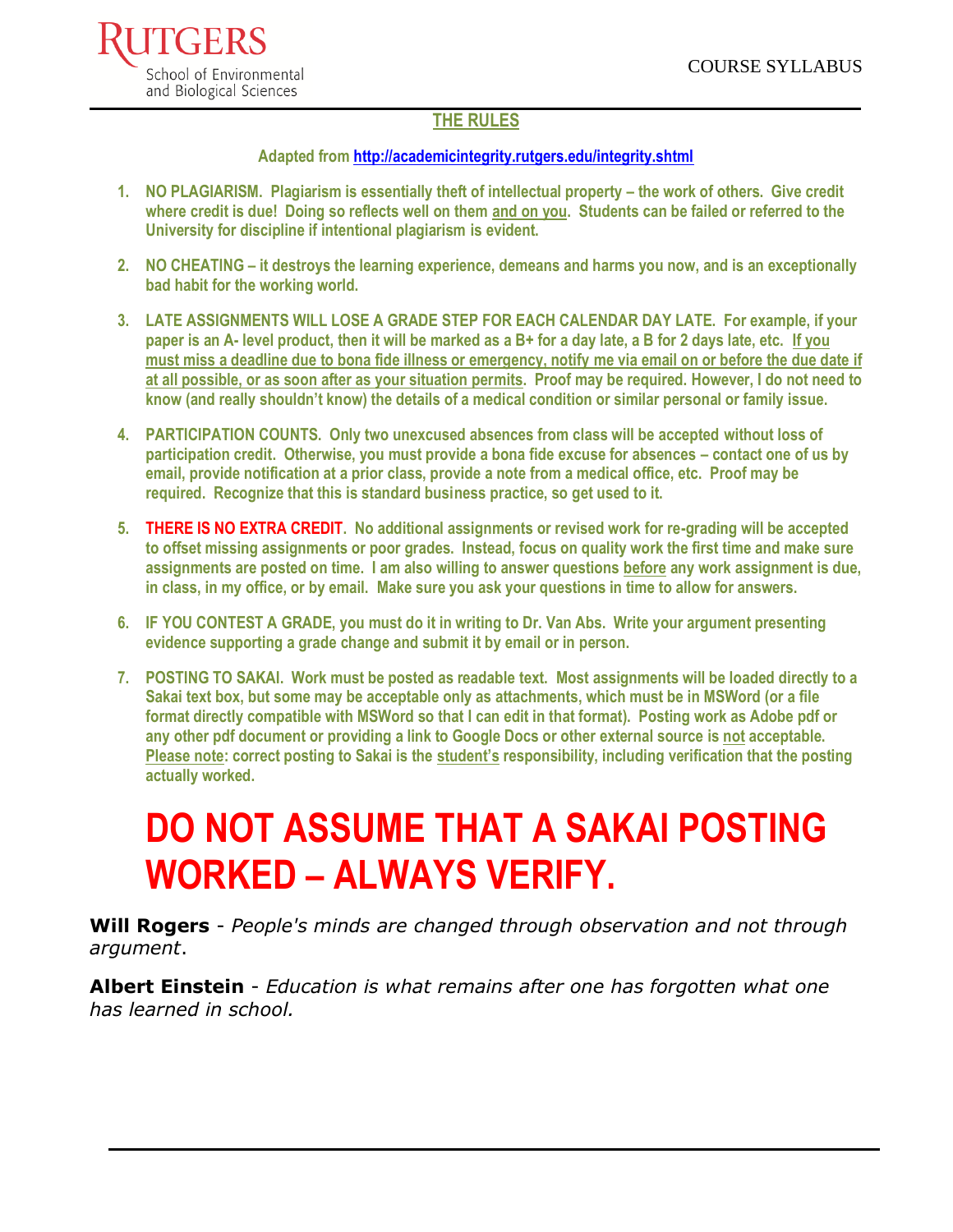## THE RULES

**Adapted from [http://academicintegrity.rutgers.edu/integrity.shtml](http://academicintegrity.rutgers.edu/integrity.shtml)**

1. **NO PLAGIARISM. Plagiarism is essentially theft of intellectual property – the work of others. Give credit where credit is due! Doing so reflects well on them <u>and on you</u>. Students can be failed or referred to the University for discipline if intentional plagiarism is evident.**

2. **NO CHEATING – it destroys the learning experience, demeans and harms you now, and is an exceptionally bad habit for the working world.**

3. **LATE ASSIGNMENTS WILL LOSE A GRADE STEP FOR EACH CALENDAR DAY LATE. For example, if your paper is an A- level product, then it will be marked as a B+ for a day late, a B for 2 days late, etc. <u>If you must miss a deadline due to bona fide illness or emergency, notify me via email on or before the due date if at all possible, or as soon after as your situation permits</u>. Proof may be required. However, I do not need to know (and really shouldn't know) the details of a medical condition or similar personal or family issue.**

4. **PARTICIPATION COUNTS. Only two unexcused absences from class will be accepted without loss of participation credit. Otherwise, you must provide a bona fide excuse for absences – contact one of us by email, provide notification at a prior class, provide a note from a medical office, etc. Proof may be required. Recognize that this is standard business practice, so get used to it.**

5. **THERE IS NO EXTRA CREDIT. No additional assignments or revised work for re-grading will be accepted to offset missing assignments or poor grades. Instead, focus on quality work the first time and make sure assignments are posted on time. I am also willing to answer questions <u>before</u> any work assignment is due, in class, in my office, or by email. Make sure you ask your questions in time to allow for answers.**

6. **IF YOU CONTEST A GRADE, you must do it in writing to Dr. Van Abs. Write your argument presenting evidence supporting a grade change and submit it by email or in person.**

7. **POSTING TO SAKAI. Work must be posted as readable text. Most assignments will be loaded directly to a Sakai text box, but some may be acceptable only as attachments, which must be in MSWord (or a file format directly compatible with MSWord so that I can edit in that format). Posting work as Adobe pdf or any other pdf document or providing a link to Google Docs or other external source is <u>not</u> acceptable. <u>Please note</u>: correct posting to Sakai is the <u>student's</u> responsibility, including verification that the posting actually worked.**

# DO NOT ASSUME THAT A SAKAI POSTING WORKED – ALWAYS VERIFY.

**Will Rogers** - *People's minds are changed through observation and not through argument*.

**Albert Einstein** - *Education is what remains after one has forgotten what one has learned in school.*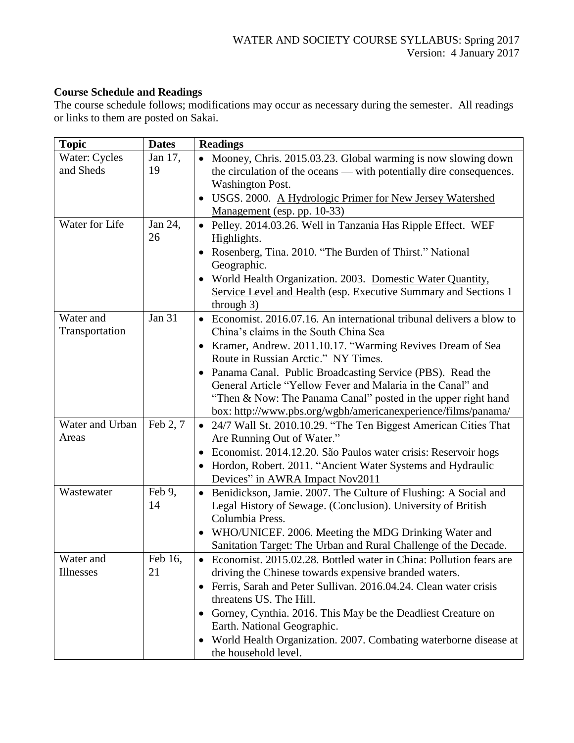## Course Schedule and Readings

The course schedule follows; modifications may occur as necessary during the semester. All readings or links to them are posted on Sakai.

| Topic | Dates | Readings |
|---|---|---|
| Water: Cycles and Sheds | Jan 17, 19 | • Mooney, Chris. 2015.03.23. Global warming is now slowing down the circulation of the oceans — with potentially dire consequences. Washington Post.<br>• USGS. 2000. A Hydrologic Primer for New Jersey Watershed Management (esp. pp. 10-33) |
| Water for Life | Jan 24, 26 | • Pelley. 2014.03.26. Well in Tanzania Has Ripple Effect. WEF Highlights.<br>• Rosenberg, Tina. 2010. "The Burden of Thirst." National Geographic.<br>• World Health Organization. 2003. Domestic Water Quantity, Service Level and Health (esp. Executive Summary and Sections 1 through 3) |
| Water and Transportation | Jan 31 | • Economist. 2016.07.16. An international tribunal delivers a blow to China's claims in the South China Sea<br>• Kramer, Andrew. 2011.10.17. "Warming Revives Dream of Sea Route in Russian Arctic." NY Times.<br>• Panama Canal. Public Broadcasting Service (PBS). Read the General Article "Yellow Fever and Malaria in the Canal" and "Then & Now: The Panama Canal" posted in the upper right hand box: http://www.pbs.org/wgbh/americanexperience/films/panama/ |
| Water and Urban Areas | Feb 2, 7 | • 24/7 Wall St. 2010.10.29. "The Ten Biggest American Cities That Are Running Out of Water."<br>• Economist. 2014.12.20. São Paulos water crisis: Reservoir hogs<br>• Hordon, Robert. 2011. "Ancient Water Systems and Hydraulic Devices" in AWRA Impact Nov2011 |
| Wastewater | Feb 9, 14 | • Benidickson, Jamie. 2007. The Culture of Flushing: A Social and Legal History of Sewage. (Conclusion). University of British Columbia Press.<br>• WHO/UNICEF. 2006. Meeting the MDG Drinking Water and Sanitation Target: The Urban and Rural Challenge of the Decade. |
| Water and Illnesses | Feb 16, 21 | • Economist. 2015.02.28. Bottled water in China: Pollution fears are driving the Chinese towards expensive branded waters.<br>• Ferris, Sarah and Peter Sullivan. 2016.04.24. Clean water crisis threatens US. The Hill.<br>• Gorney, Cynthia. 2016. This May be the Deadliest Creature on Earth. National Geographic.<br>• World Health Organization. 2007. Combating waterborne disease at the household level. |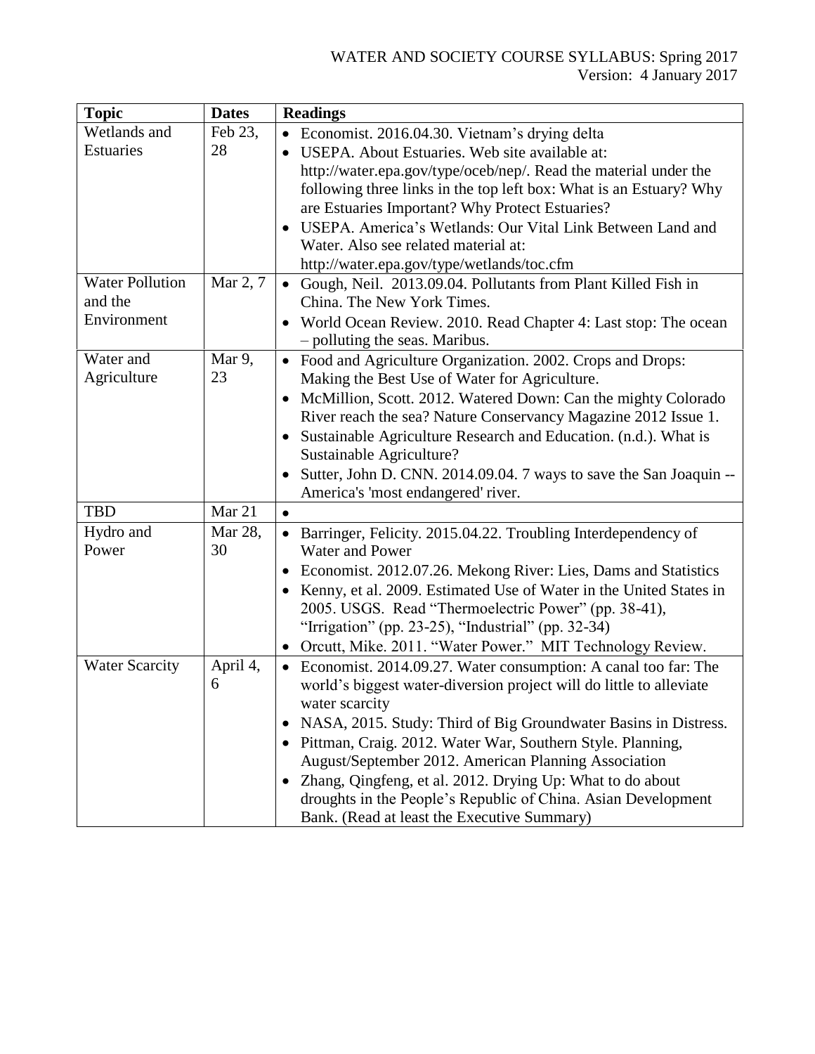| Topic | Dates | Readings |
| --- | --- | --- |
| Wetlands and Estuaries | Feb 23, 28 | • Economist. 2016.04.30. Vietnam's drying delta<br>• USEPA. About Estuaries. Web site available at: http://water.epa.gov/type/oceb/nep/. Read the material under the following three links in the top left box: What is an Estuary? Why are Estuaries Important? Why Protect Estuaries?<br>• USEPA. America's Wetlands: Our Vital Link Between Land and Water. Also see related material at: http://water.epa.gov/type/wetlands/toc.cfm |
| Water Pollution and the Environment | Mar 2, 7 | • Gough, Neil. 2013.09.04. Pollutants from Plant Killed Fish in China. The New York Times.<br>• World Ocean Review. 2010. Read Chapter 4: Last stop: The ocean – polluting the seas. Maribus. |
| Water and Agriculture | Mar 9, 23 | • Food and Agriculture Organization. 2002. Crops and Drops: Making the Best Use of Water for Agriculture.<br>• McMillion, Scott. 2012. Watered Down: Can the mighty Colorado River reach the sea? Nature Conservancy Magazine 2012 Issue 1.<br>• Sustainable Agriculture Research and Education. (n.d.). What is Sustainable Agriculture?<br>• Sutter, John D. CNN. 2014.09.04. 7 ways to save the San Joaquin -- America's 'most endangered' river. |
| TBD | Mar 21 | • |
| Hydro and Power | Mar 28, 30 | • Barringer, Felicity. 2015.04.22. Troubling Interdependency of Water and Power<br>• Economist. 2012.07.26. Mekong River: Lies, Dams and Statistics<br>• Kenny, et al. 2009. Estimated Use of Water in the United States in 2005. USGS. Read "Thermoelectric Power" (pp. 38-41), "Irrigation" (pp. 23-25), "Industrial" (pp. 32-34)<br>• Orcutt, Mike. 2011. "Water Power." MIT Technology Review. |
| Water Scarcity | April 4, 6 | • Economist. 2014.09.27. Water consumption: A canal too far: The world's biggest water-diversion project will do little to alleviate water scarcity<br>• NASA, 2015. Study: Third of Big Groundwater Basins in Distress.<br>• Pittman, Craig. 2012. Water War, Southern Style. Planning, August/September 2012. American Planning Association<br>• Zhang, Qingfeng, et al. 2012. Drying Up: What to do about droughts in the People's Republic of China. Asian Development Bank. (Read at least the Executive Summary) |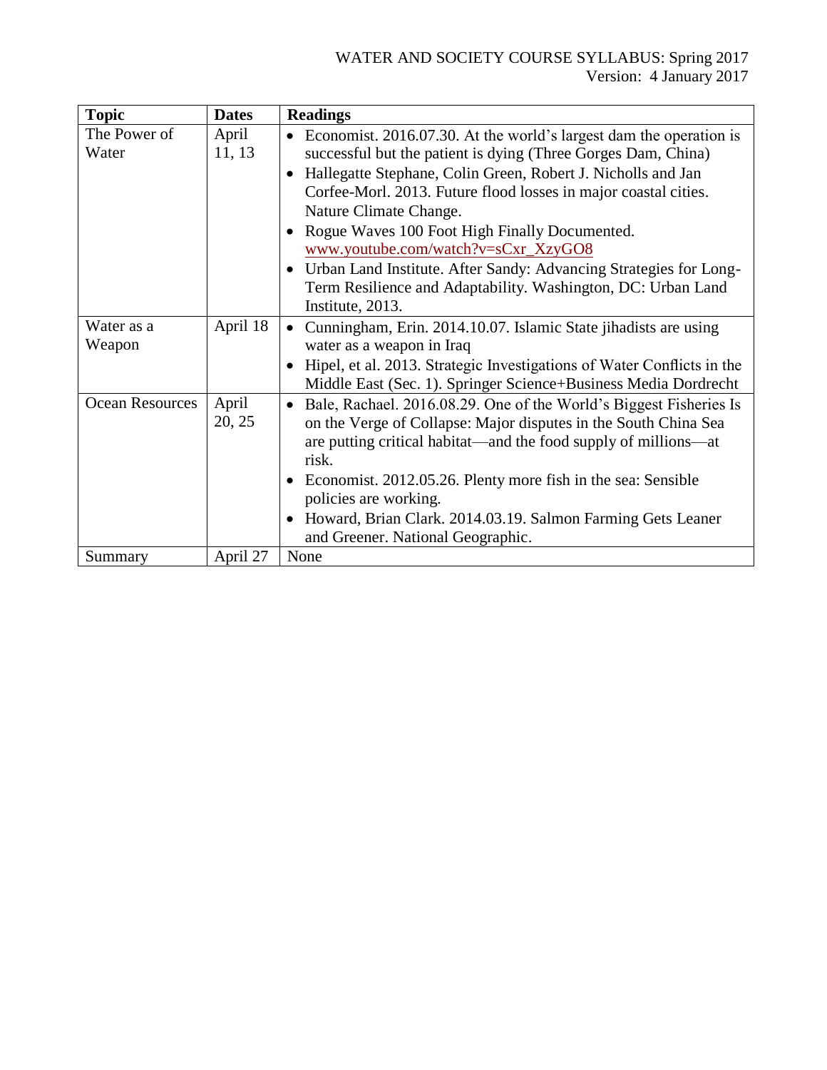| Topic | Dates | Readings |
| --- | --- | --- |
| The Power of Water | April 11, 13 | • Economist. 2016.07.30. At the world's largest dam the operation is successful but the patient is dying (Three Gorges Dam, China)<br>• Hallegatte Stephane, Colin Green, Robert J. Nicholls and Jan Corfee-Morl. 2013. Future flood losses in major coastal cities. Nature Climate Change.<br>• Rogue Waves 100 Foot High Finally Documented. www.youtube.com/watch?v=sCxr_XzyGO8<br>• Urban Land Institute. After Sandy: Advancing Strategies for Long-Term Resilience and Adaptability. Washington, DC: Urban Land Institute, 2013. |
| Water as a Weapon | April 18 | • Cunningham, Erin. 2014.10.07. Islamic State jihadists are using water as a weapon in Iraq<br>• Hipel, et al. 2013. Strategic Investigations of Water Conflicts in the Middle East (Sec. 1). Springer Science+Business Media Dordrecht |
| Ocean Resources | April 20, 25 | • Bale, Rachael. 2016.08.29. One of the World's Biggest Fisheries Is on the Verge of Collapse: Major disputes in the South China Sea are putting critical habitat—and the food supply of millions—at risk.<br>• Economist. 2012.05.26. Plenty more fish in the sea: Sensible policies are working.<br>• Howard, Brian Clark. 2014.03.19. Salmon Farming Gets Leaner and Greener. National Geographic. |
| Summary | April 27 | None |